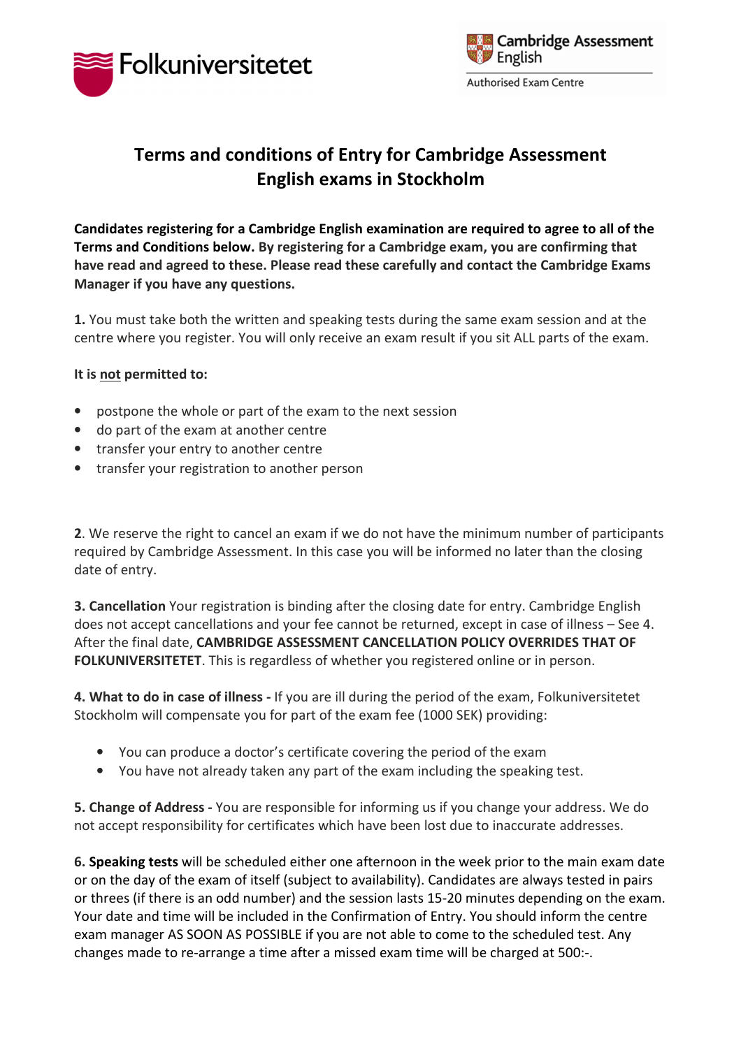Folkuniversitetet

Cambridge Assessment English

Authorised Exam Centre

# Terms and conditions of Entry for Cambridge Assessment English exams in Stockholm

**Candidates registering for a Cambridge English examination are required to agree to all of the Terms and Conditions below. By registering for a Cambridge exam, you are confirming that have read and agreed to these. Please read these carefully and contact the Cambridge Exams Manager if you have any questions.**

**1.** You must take both the written and speaking tests during the same exam session and at the centre where you register. You will only receive an exam result if you sit ALL parts of the exam.

**It is not permitted to:**

- postpone the whole or part of the exam to the next session
- do part of the exam at another centre
- transfer your entry to another centre
- transfer your registration to another person

**2**. We reserve the right to cancel an exam if we do not have the minimum number of participants required by Cambridge Assessment. In this case you will be informed no later than the closing date of entry.

**3. Cancellation** Your registration is binding after the closing date for entry. Cambridge English does not accept cancellations and your fee cannot be returned, except in case of illness – See 4. After the final date, **CAMBRIDGE ASSESSMENT CANCELLATION POLICY OVERRIDES THAT OF FOLKUNIVERSITETET**. This is regardless of whether you registered online or in person.

**4. What to do in case of illness -** If you are ill during the period of the exam, Folkuniversitetet Stockholm will compensate you for part of the exam fee (1000 SEK) providing:

- You can produce a doctor's certificate covering the period of the exam
- You have not already taken any part of the exam including the speaking test.

**5. Change of Address -** You are responsible for informing us if you change your address. We do not accept responsibility for certificates which have been lost due to inaccurate addresses.

**6. Speaking tests** will be scheduled either one afternoon in the week prior to the main exam date or on the day of the exam of itself (subject to availability). Candidates are always tested in pairs or threes (if there is an odd number) and the session lasts 15-20 minutes depending on the exam. Your date and time will be included in the Confirmation of Entry. You should inform the centre exam manager AS SOON AS POSSIBLE if you are not able to come to the scheduled test. Any changes made to re-arrange a time after a missed exam time will be charged at 500:-.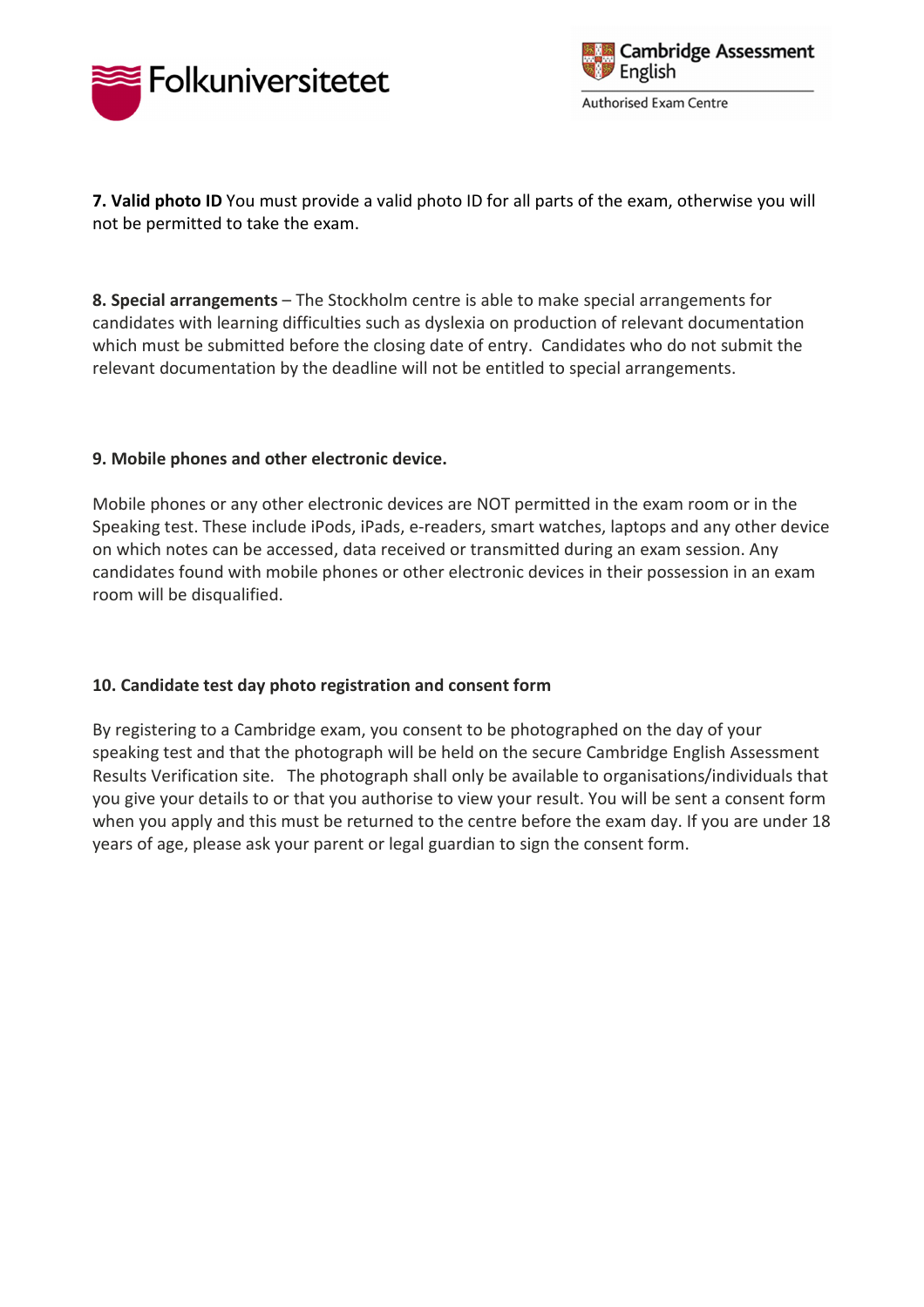**7. Valid photo ID** You must provide a valid photo ID for all parts of the exam, otherwise you will not be permitted to take the exam.

**8. Special arrangements** – The Stockholm centre is able to make special arrangements for candidates with learning difficulties such as dyslexia on production of relevant documentation which must be submitted before the closing date of entry. Candidates who do not submit the relevant documentation by the deadline will not be entitled to special arrangements.

**9. Mobile phones and other electronic device.**

Mobile phones or any other electronic devices are NOT permitted in the exam room or in the Speaking test. These include iPods, iPads, e-readers, smart watches, laptops and any other device on which notes can be accessed, data received or transmitted during an exam session. Any candidates found with mobile phones or other electronic devices in their possession in an exam room will be disqualified.

**10. Candidate test day photo registration and consent form**

By registering to a Cambridge exam, you consent to be photographed on the day of your speaking test and that the photograph will be held on the secure Cambridge English Assessment Results Verification site. The photograph shall only be available to organisations/individuals that you give your details to or that you authorise to view your result. You will be sent a consent form when you apply and this must be returned to the centre before the exam day. If you are under 18 years of age, please ask your parent or legal guardian to sign the consent form.